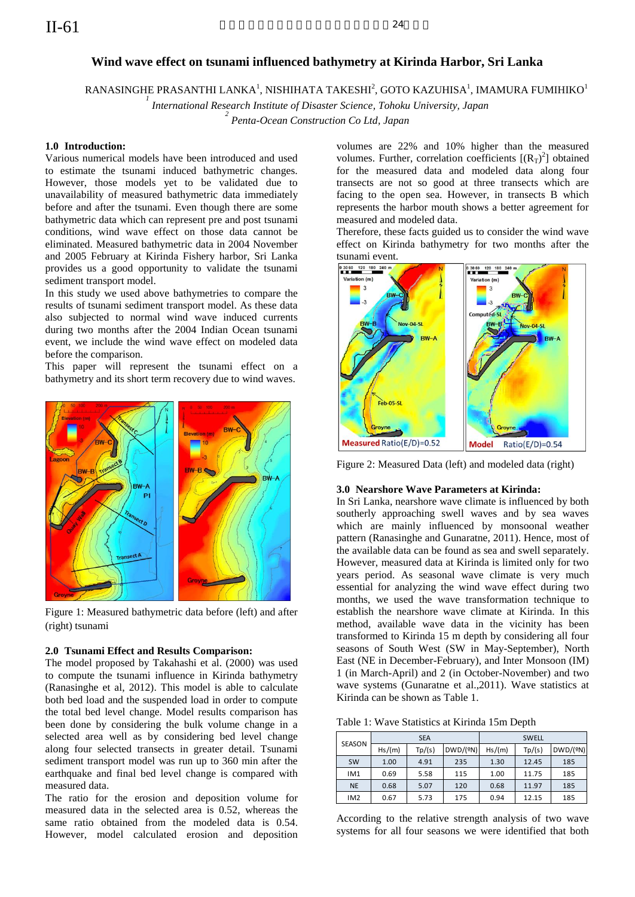# Wind wave effect on tsunami influenced bathymetry at Kirinda Harbor, Sri Lanka

RANASINGHE PRASANTHI LANKA[1], NISHIHATA TAKESHI[2], GOTO KAZUHISA[1], IMAMURA FUMIHIKO[1]

[1] *International Research Institute of Disaster Science, Tohoku University, Japan*

[2] *Penta-Ocean Construction Co Ltd, Japan*

## 1.0 Introduction:

Various numerical models have been introduced and used to estimate the tsunami induced bathymetric changes. However, those models yet to be validated due to unavailability of measured bathymetric data immediately before and after the tsunami. Even though there are some bathymetric data which can represent pre and post tsunami conditions, wind wave effect on those data cannot be eliminated. Measured bathymetric data in 2004 November and 2005 February at Kirinda Fishery harbor, Sri Lanka provides us a good opportunity to validate the tsunami sediment transport model.

In this study we used above bathymetries to compare the results of tsunami sediment transport model. As these data also subjected to normal wind wave induced currents during two months after the 2004 Indian Ocean tsunami event, we include the wind wave effect on modeled data before the comparison.

This paper will represent the tsunami effect on a bathymetry and its short term recovery due to wind waves.

Figure 1: Measured bathymetric data before (left) and after (right) tsunami

## 2.0 Tsunami Effect and Results Comparison:

The model proposed by Takahashi et al. (2000) was used to compute the tsunami influence in Kirinda bathymetry (Ranasinghe et al, 2012). This model is able to calculate both bed load and the suspended load in order to compute the total bed level change. Model results comparison has been done by considering the bulk volume change in a selected area well as by considering bed level change along four selected transects in greater detail. Tsunami sediment transport model was run up to 360 min after the earthquake and final bed level change is compared with measured data.

The ratio for the erosion and deposition volume for measured data in the selected area is 0.52, whereas the same ratio obtained from the modeled data is 0.54. However, model calculated erosion and deposition volumes are 22% and 10% higher than the measured volumes. Further, correlation coefficients $[(R_T)^2]$ obtained for the measured data and modeled data along four transects are not so good at three transects which are facing to the open sea. However, in transects B which represents the harbor mouth shows a better agreement for measured and modeled data.

Therefore, these facts guided us to consider the wind wave effect on Kirinda bathymetry for two months after the tsunami event.

Figure 2: Measured Data (left) and modeled data (right)

## 3.0 Nearshore Wave Parameters at Kirinda:

In Sri Lanka, nearshore wave climate is influenced by both southerly approaching swell waves and by sea waves which are mainly influenced by monsoonal weather pattern (Ranasinghe and Gunaratne, 2011). Hence, most of the available data can be found as sea and swell separately. However, measured data at Kirinda is limited only for two years period. As seasonal wave climate is very much essential for analyzing the wind wave effect during two months, we used the wave transformation technique to establish the nearshore wave climate at Kirinda. In this method, available wave data in the vicinity has been transformed to Kirinda 15 m depth by considering all four seasons of South West (SW in May-September), North East (NE in December-February), and Inter Monsoon (IM) 1 (in March-April) and 2 (in October-November) and two wave systems (Gunaratne et al.,2011). Wave statistics at Kirinda can be shown as Table 1.

Table 1: Wave Statistics at Kirinda 15m Depth

| SEASON | SEA | | | SWELL | | |
|---|---|---|---|---|---|---|
| | Hs/(m) | Tp/(s) | DWD/(ºN) | Hs/(m) | Tp/(s) | DWD/(ºN) |
| SW | 1.00 | 4.91 | 235 | 1.30 | 12.45 | 185 |
| IM1 | 0.69 | 5.58 | 115 | 1.00 | 11.75 | 185 |
| NE | 0.68 | 5.07 | 120 | 0.68 | 11.97 | 185 |
| IM2 | 0.67 | 5.73 | 175 | 0.94 | 12.15 | 185 |

According to the relative strength analysis of two wave systems for all four seasons we were identified that both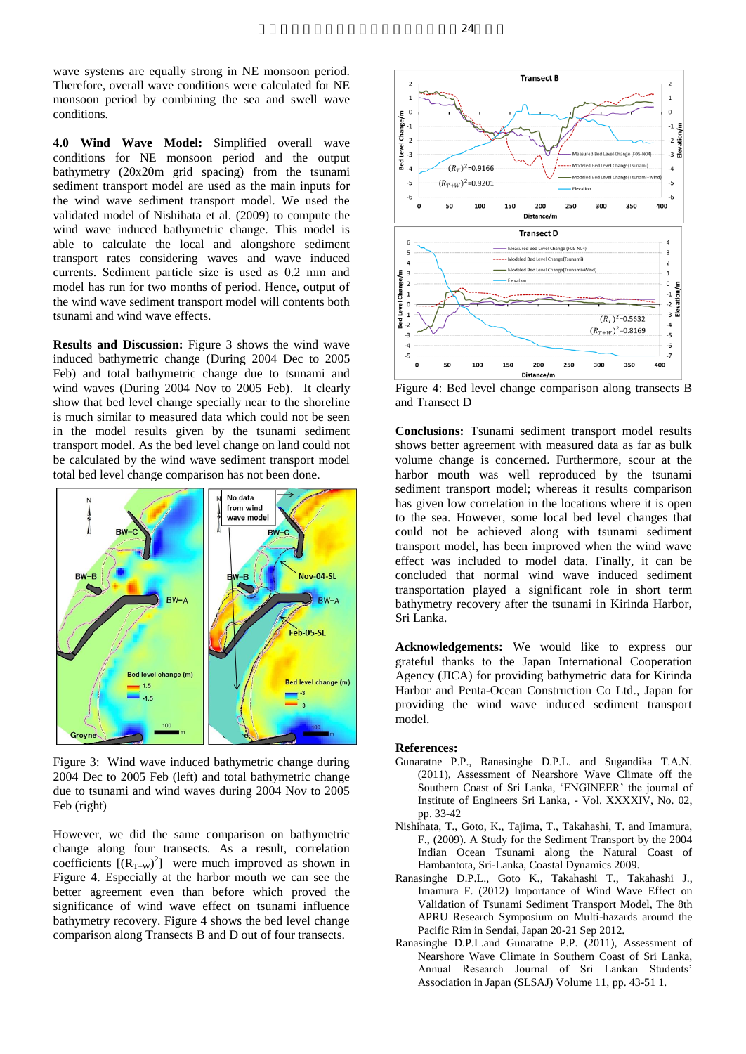wave systems are equally strong in NE monsoon period. Therefore, overall wave conditions were calculated for NE monsoon period by combining the sea and swell wave conditions.

**4.0 Wind Wave Model:** Simplified overall wave conditions for NE monsoon period and the output bathymetry (20x20m grid spacing) from the tsunami sediment transport model are used as the main inputs for the wind wave sediment transport model. We used the validated model of Nishihata et al. (2009) to compute the wind wave induced bathymetric change. This model is able to calculate the local and alongshore sediment transport rates considering waves and wave induced currents. Sediment particle size is used as 0.2 mm and model has run for two months of period. Hence, output of the wind wave sediment transport model will contents both tsunami and wind wave effects.

**Results and Discussion:** Figure 3 shows the wind wave induced bathymetric change (During 2004 Dec to 2005 Feb) and total bathymetric change due to tsunami and wind waves (During 2004 Nov to 2005 Feb). It clearly show that bed level change specially near to the shoreline is much similar to measured data which could not be seen in the model results given by the tsunami sediment transport model. As the bed level change on land could not be calculated by the wind wave sediment transport model total bed level change comparison has not been done.

N
BW-C
BW-B
BW-A
Bed level change (m)
1.5
-1.5
100 m
Groyne
No data from wind wave model
N
BW-C
BW-B
Nov-04-SL
BW-A
Feb-05-SL
Bed level change (m)
-3
3
100 m

Figure 3: Wind wave induced bathymetric change during 2004 Dec to 2005 Feb (left) and total bathymetric change due to tsunami and wind waves during 2004 Nov to 2005 Feb (right)

However, we did the same comparison on bathymetric change along four transects. As a result, correlation coefficients $[(R_{T+W})^2]$ were much improved as shown in Figure 4. Especially at the harbor mouth we can see the better agreement even than before which proved the significance of wind wave effect on tsunami influence bathymetry recovery. Figure 4 shows the bed level change comparison along Transects B and D out of four transects.

Transect B
Bed Level Change/m
Elevation/m
Distance/m
$(R_T)^2$=0.9166
$(R_{T+W})^2$=0.9201
Measured Bed Level Change (F05-N04)
Modeled Bed Level Change (Tsunami)
Modeled Bed Level Change (Tsunami+Wind)
Elevation

Transect D
Bed Level Change/m
Elevation/m
Distance/m
Measured Bed Level Change (F05-N04)
Modeled Bed Level Change (Tsunami)
Modeled Bed Level Change (Tsunami+Wind)
Elevation
$(R_T)^2$=0.5632
$(R_{T+W})^2$=0.8169

Figure 4: Bed level change comparison along transects B and Transect D

**Conclusions:** Tsunami sediment transport model results shows better agreement with measured data as far as bulk volume change is concerned. Furthermore, scour at the harbor mouth was well reproduced by the tsunami sediment transport model; whereas it results comparison has given low correlation in the locations where it is open to the sea. However, some local bed level changes that could not be achieved along with tsunami sediment transport model, has been improved when the wind wave effect was included to model data. Finally, it can be concluded that normal wind wave induced sediment transportation played a significant role in short term bathymetry recovery after the tsunami in Kirinda Harbor, Sri Lanka.

**Acknowledgements:** We would like to express our grateful thanks to the Japan International Cooperation Agency (JICA) for providing bathymetric data for Kirinda Harbor and Penta-Ocean Construction Co Ltd., Japan for providing the wind wave induced sediment transport model.

**References:**

Gunaratne P.P., Ranasinghe D.P.L. and Sugandika T.A.N. (2011), Assessment of Nearshore Wave Climate off the Southern Coast of Sri Lanka, 'ENGINEER' the journal of Institute of Engineers Sri Lanka, - Vol. XXXXIV, No. 02, pp. 33-42

Nishihata, T., Goto, K., Tajima, T., Takahashi, T. and Imamura, F., (2009). A Study for the Sediment Transport by the 2004 Indian Ocean Tsunami along the Natural Coast of Hambantota, Sri-Lanka, Coastal Dynamics 2009.

Ranasinghe D.P.L., Goto K., Takahashi T., Takahashi J., Imamura F. (2012) Importance of Wind Wave Effect on Validation of Tsunami Sediment Transport Model, The 8th APRU Research Symposium on Multi-hazards around the Pacific Rim in Sendai, Japan 20-21 Sep 2012.

Ranasinghe D.P.L.and Gunaratne P.P. (2011), Assessment of Nearshore Wave Climate in Southern Coast of Sri Lanka, Annual Research Journal of Sri Lankan Students' Association in Japan (SLSAJ) Volume 11, pp. 43-51 1.